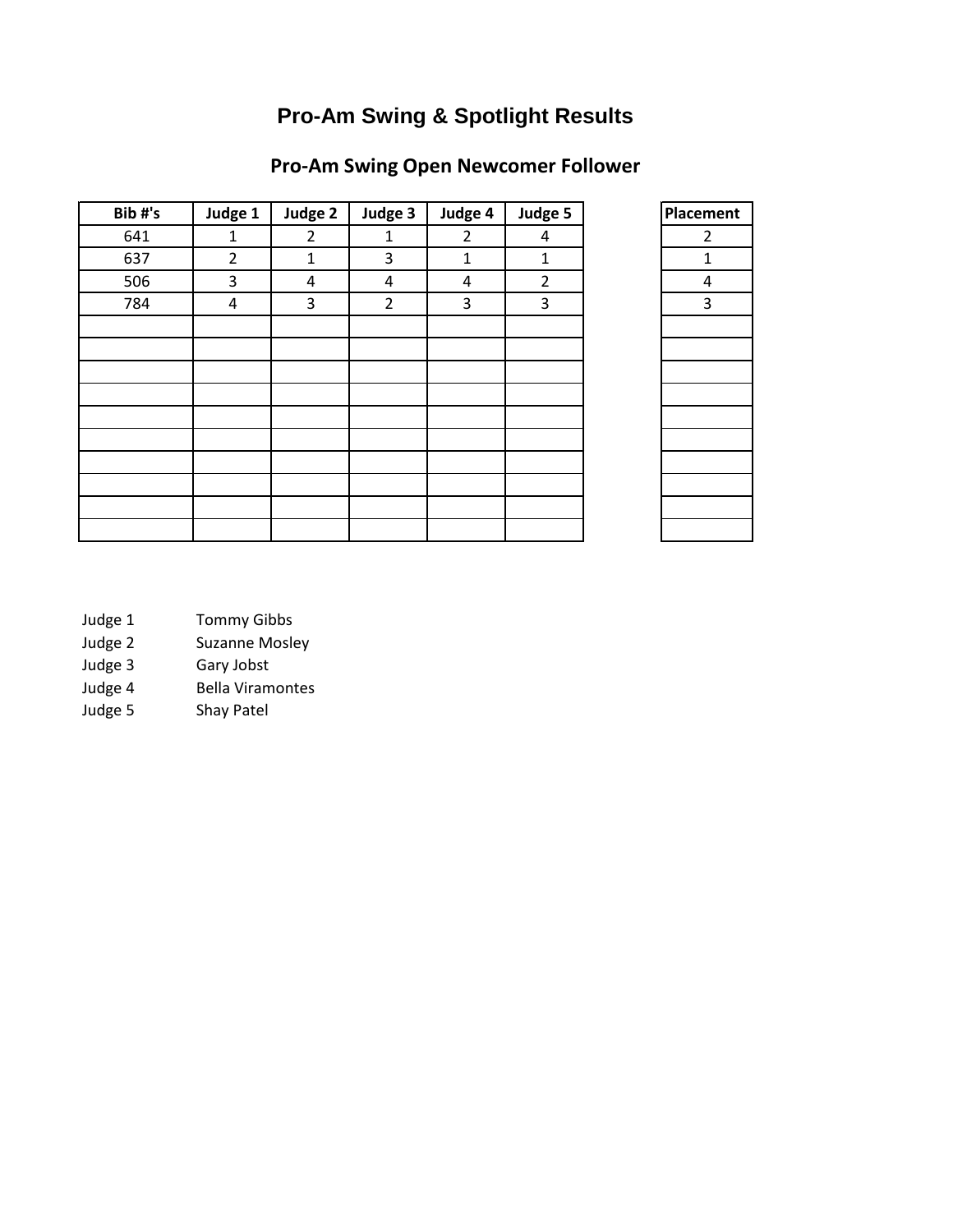# Pro-Am Swing & Spotlight Results

## Pro-Am Swing Open Newcomer Follower

| Bib #'s | Judge 1 | Judge 2 | Judge 3 | Judge 4 | Judge 5 | | Placement |
|---|---|---|---|---|---|---|---|
| 641 | 1 | 2 | 1 | 2 | 4 | | 2 |
| 637 | 2 | 1 | 3 | 1 | 1 | | 1 |
| 506 | 3 | 4 | 4 | 4 | 2 | | 4 |
| 784 | 4 | 3 | 2 | 3 | 3 | | 3 |

| | |
|---|---|
| Judge 1 | Tommy Gibbs |
| Judge 2 | Suzanne Mosley |
| Judge 3 | Gary Jobst |
| Judge 4 | Bella Viramontes |
| Judge 5 | Shay Patel |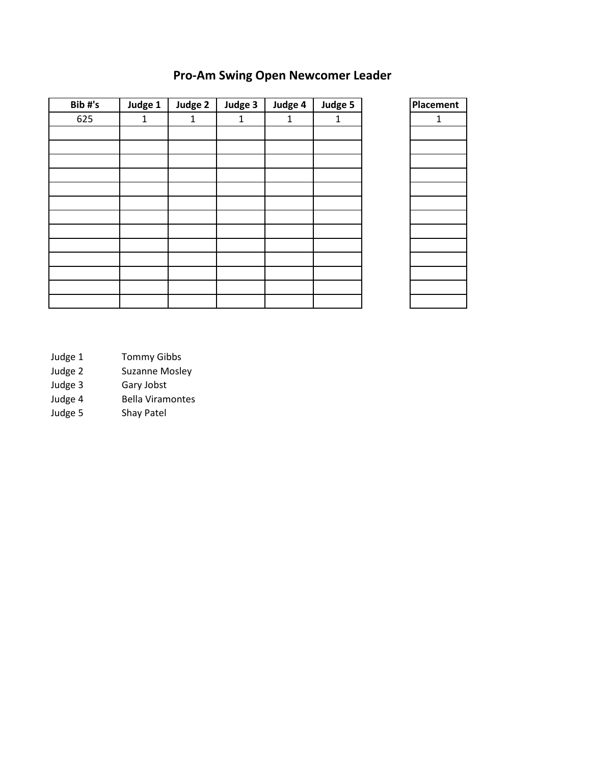# Pro-Am Swing Open Newcomer Leader

| Bib #'s | Judge 1 | Judge 2 | Judge 3 | Judge 4 | Judge 5 |
|---|---|---|---|---|---|
| 625 | 1 | 1 | 1 | 1 | 1 |
| | | | | | |
| | | | | | |
| | | | | | |
| | | | | | |
| | | | | | |
| | | | | | |
| | | | | | |
| | | | | | |
| | | | | | |
| | | | | | |
| | | | | | |
| | | | | | |
| | | | | | |

| Placement |
|---|
| 1 |
| |
| |
| |
| |
| |
| |
| |
| |
| |
| |
| |
| |
| |

Judge 1 Tommy Gibbs
Judge 2 Suzanne Mosley
Judge 3 Gary Jobst
Judge 4 Bella Viramontes
Judge 5 Shay Patel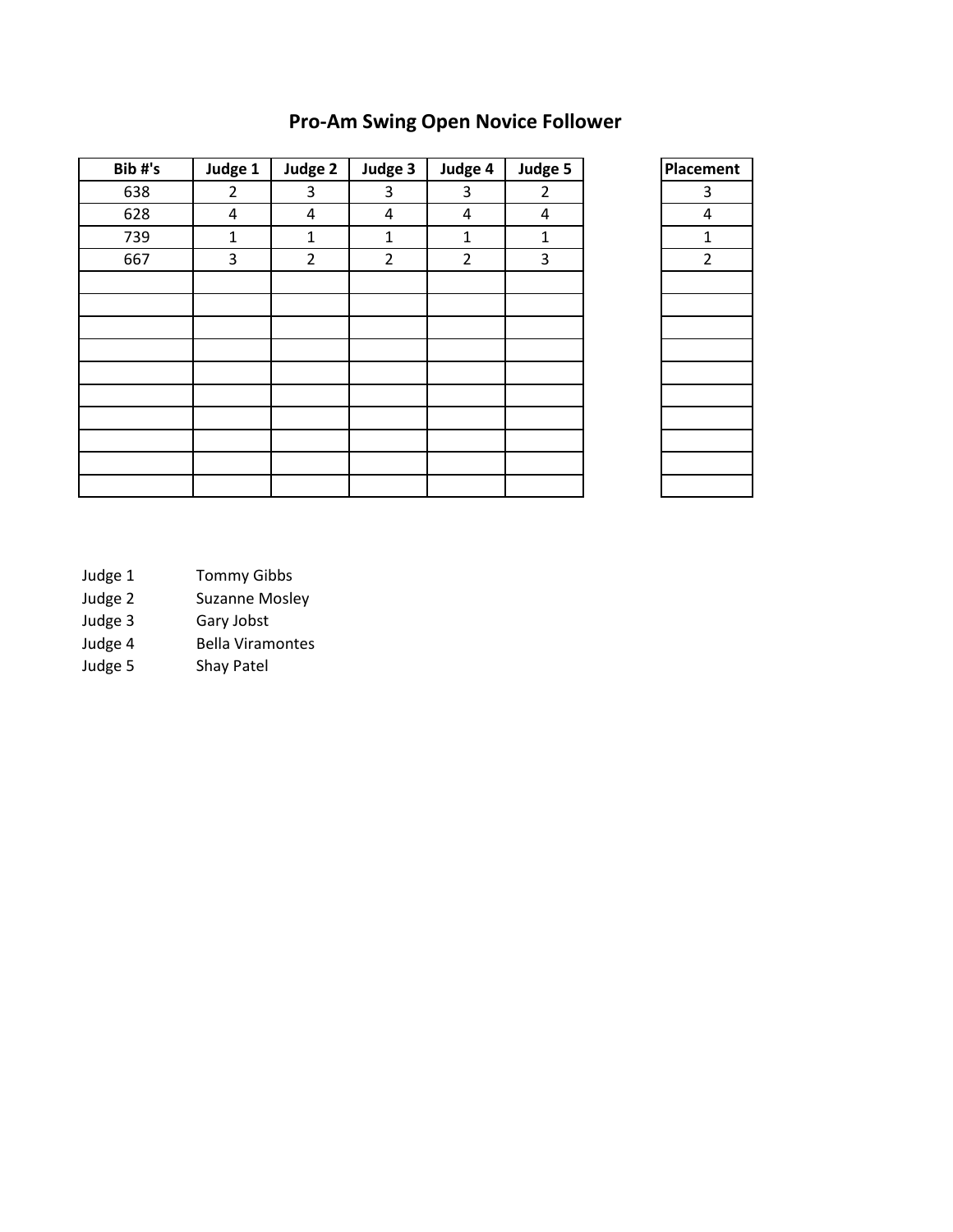# Pro-Am Swing Open Novice Follower

| Bib #'s | Judge 1 | Judge 2 | Judge 3 | Judge 4 | Judge 5 |
|---|---|---|---|---|---|
| 638 | 2 | 3 | 3 | 3 | 2 |
| 628 | 4 | 4 | 4 | 4 | 4 |
| 739 | 1 | 1 | 1 | 1 | 1 |
| 667 | 3 | 2 | 2 | 2 | 3 |
| | | | | | |
| | | | | | |
| | | | | | |
| | | | | | |
| | | | | | |
| | | | | | |
| | | | | | |
| | | | | | |
| | | | | | |
| | | | | | |

| Placement |
|---|
| 3 |
| 4 |
| 1 |
| 2 |
| |
| |
| |
| |
| |
| |
| |
| |
| |
| |

Judge 1 Tommy Gibbs
Judge 2 Suzanne Mosley
Judge 3 Gary Jobst
Judge 4 Bella Viramontes
Judge 5 Shay Patel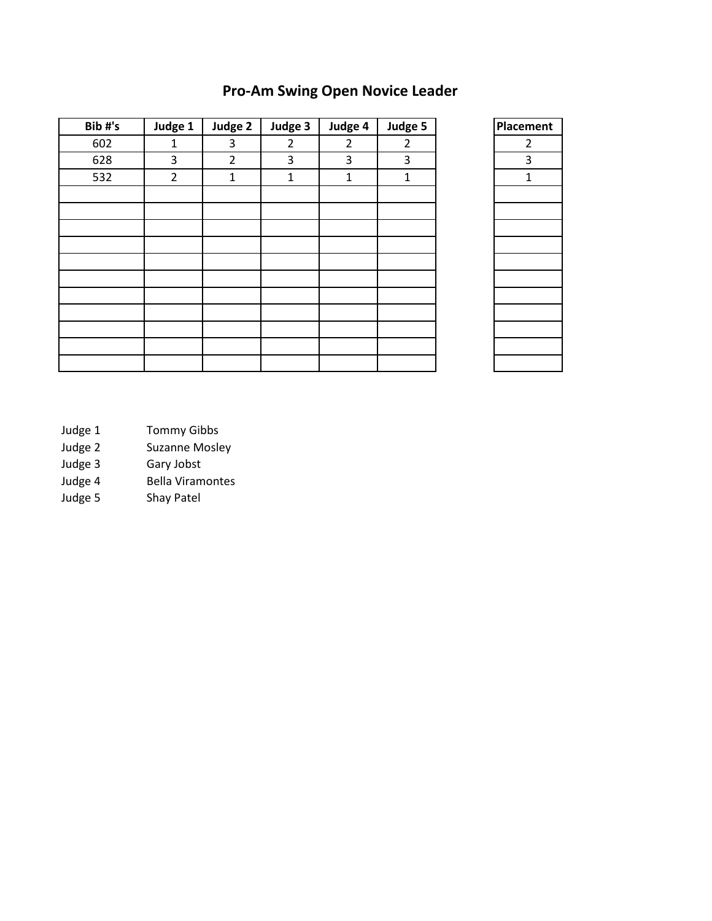# Pro-Am Swing Open Novice Leader

| Bib #'s | Judge 1 | Judge 2 | Judge 3 | Judge 4 | Judge 5 |
|---|---|---|---|---|---|
| 602 | 1 | 3 | 2 | 2 | 2 |
| 628 | 3 | 2 | 3 | 3 | 3 |
| 532 | 2 | 1 | 1 | 1 | 1 |

| Placement |
|---|
| 2 |
| 3 |
| 1 |

Judge 1 Tommy Gibbs
Judge 2 Suzanne Mosley
Judge 3 Gary Jobst
Judge 4 Bella Viramontes
Judge 5 Shay Patel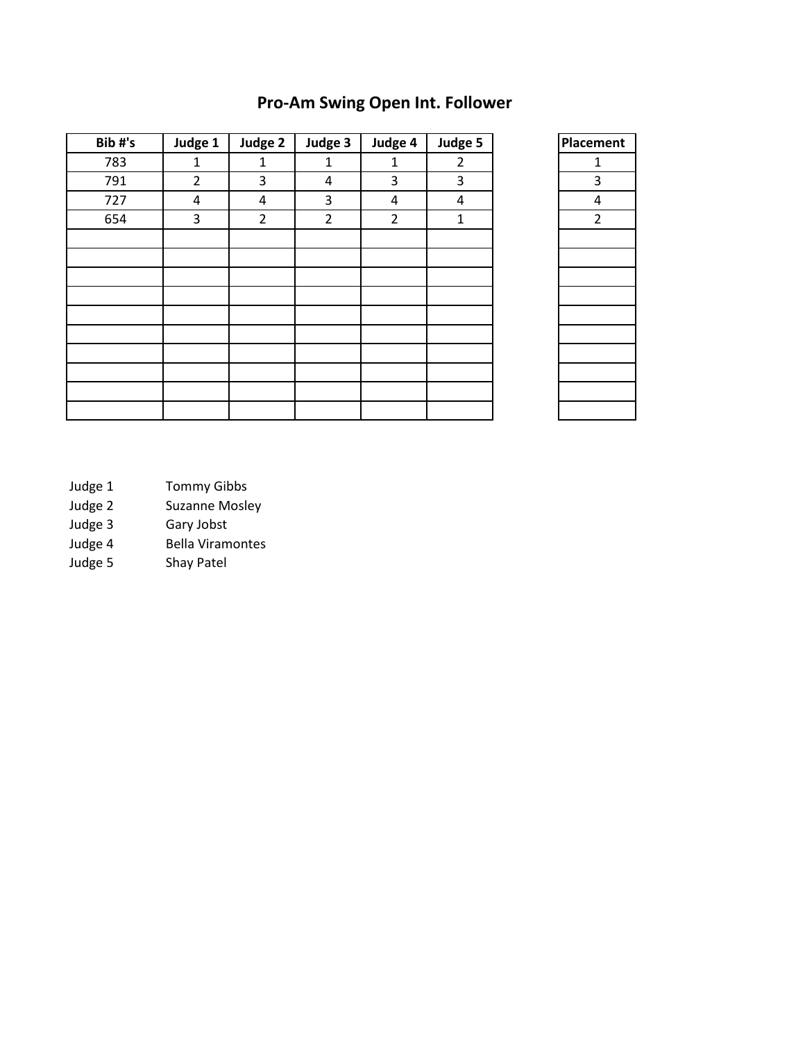# Pro-Am Swing Open Int. Follower

| Bib #'s | Judge 1 | Judge 2 | Judge 3 | Judge 4 | Judge 5 |
|---|---|---|---|---|---|
| 783 | 1 | 1 | 1 | 1 | 2 |
| 791 | 2 | 3 | 4 | 3 | 3 |
| 727 | 4 | 4 | 3 | 4 | 4 |
| 654 | 3 | 2 | 2 | 2 | 1 |

| Placement |
|---|
| 1 |
| 3 |
| 4 |
| 2 |

Judge 1 Tommy Gibbs
Judge 2 Suzanne Mosley
Judge 3 Gary Jobst
Judge 4 Bella Viramontes
Judge 5 Shay Patel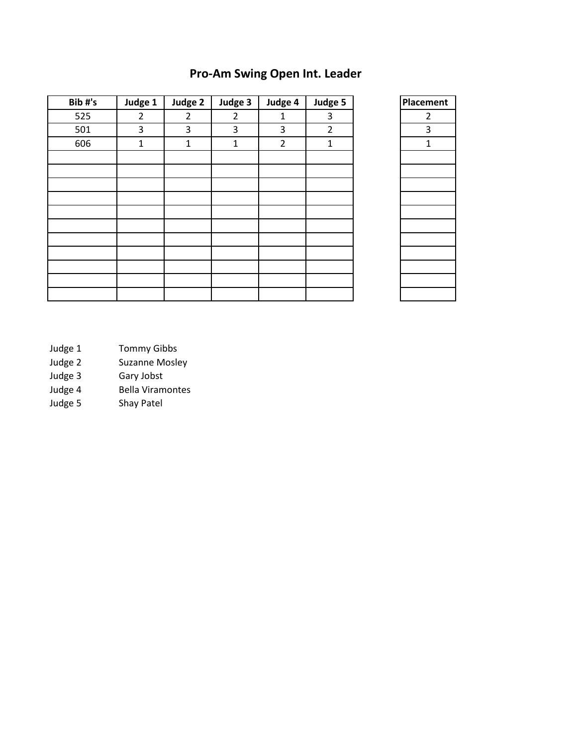# Pro-Am Swing Open Int. Leader

| Bib #'s | Judge 1 | Judge 2 | Judge 3 | Judge 4 | Judge 5 |
|---|---|---|---|---|---|
| 525 | 2 | 2 | 2 | 1 | 3 |
| 501 | 3 | 3 | 3 | 3 | 2 |
| 606 | 1 | 1 | 1 | 2 | 1 |
| | | | | | |
| | | | | | |
| | | | | | |
| | | | | | |
| | | | | | |
| | | | | | |
| | | | | | |
| | | | | | |
| | | | | | |
| | | | | | |
| | | | | | |

| Placement |
|---|
| 2 |
| 3 |
| 1 |
| |
| |
| |
| |
| |
| |
| |
| |
| |
| |
| |

Judge 1 Tommy Gibbs
Judge 2 Suzanne Mosley
Judge 3 Gary Jobst
Judge 4 Bella Viramontes
Judge 5 Shay Patel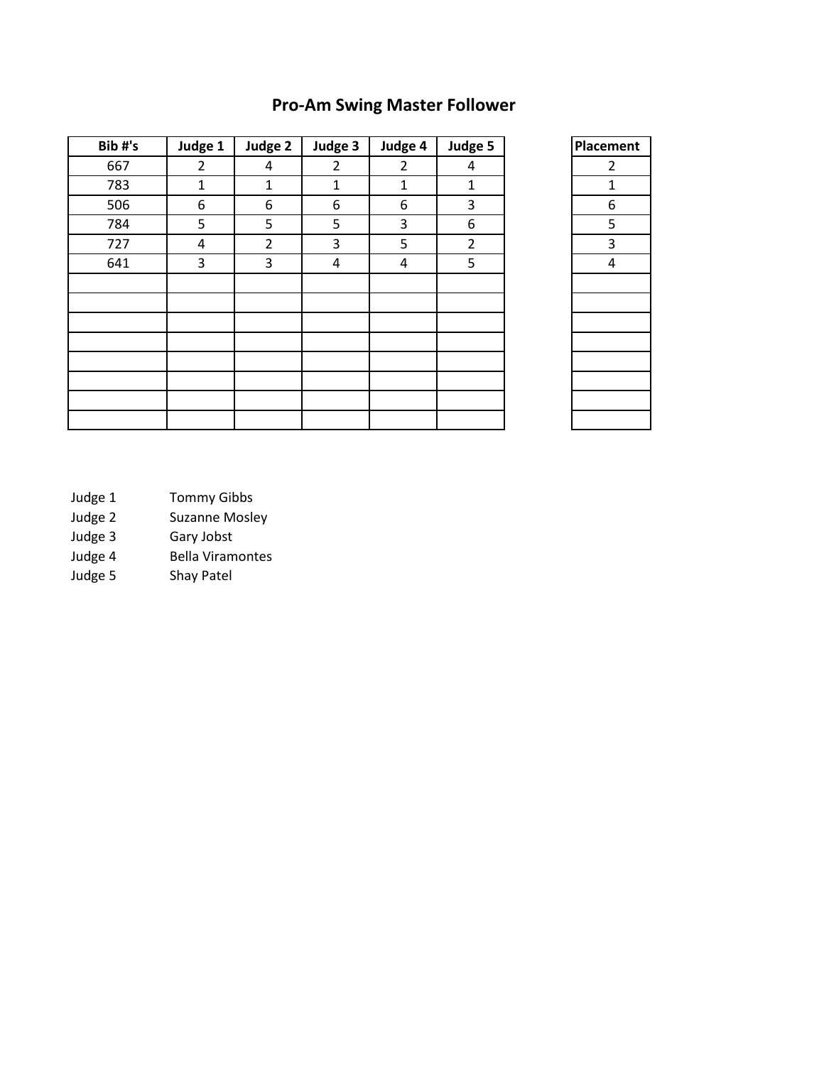# Pro-Am Swing Master Follower

| Bib #'s | Judge 1 | Judge 2 | Judge 3 | Judge 4 | Judge 5 | | Placement |
|---|---|---|---|---|---|---|---|
| 667 | 2 | 4 | 2 | 2 | 4 | | 2 |
| 783 | 1 | 1 | 1 | 1 | 1 | | 1 |
| 506 | 6 | 6 | 6 | 6 | 3 | | 6 |
| 784 | 5 | 5 | 5 | 3 | 6 | | 5 |
| 727 | 4 | 2 | 3 | 5 | 2 | | 3 |
| 641 | 3 | 3 | 4 | 4 | 5 | | 4 |
| | | | | | | | |
| | | | | | | | |
| | | | | | | | |
| | | | | | | | |
| | | | | | | | |
| | | | | | | | |
| | | | | | | | |
| | | | | | | | |

Judge 1 Tommy Gibbs
Judge 2 Suzanne Mosley
Judge 3 Gary Jobst
Judge 4 Bella Viramontes
Judge 5 Shay Patel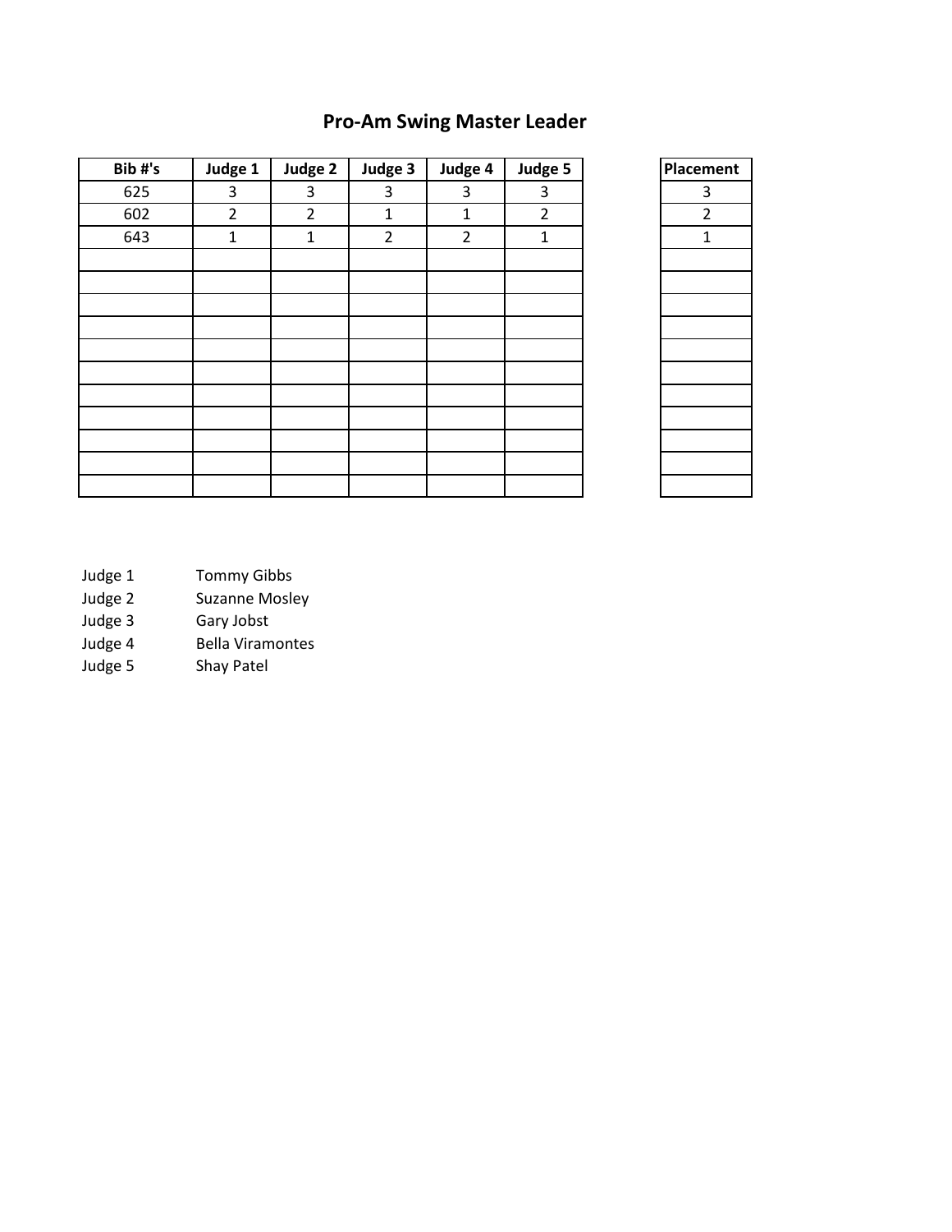# Pro-Am Swing Master Leader

| Bib #'s | Judge 1 | Judge 2 | Judge 3 | Judge 4 | Judge 5 |
|---|---|---|---|---|---|
| 625 | 3 | 3 | 3 | 3 | 3 |
| 602 | 2 | 2 | 1 | 1 | 2 |
| 643 | 1 | 1 | 2 | 2 | 1 |
| | | | | | |
| | | | | | |
| | | | | | |
| | | | | | |
| | | | | | |
| | | | | | |
| | | | | | |
| | | | | | |
| | | | | | |
| | | | | | |
| | | | | | |

| Placement |
|---|
| 3 |
| 2 |
| 1 |
| |
| |
| |
| |
| |
| |
| |
| |
| |
| |
| |

Judge 1 Tommy Gibbs
Judge 2 Suzanne Mosley
Judge 3 Gary Jobst
Judge 4 Bella Viramontes
Judge 5 Shay Patel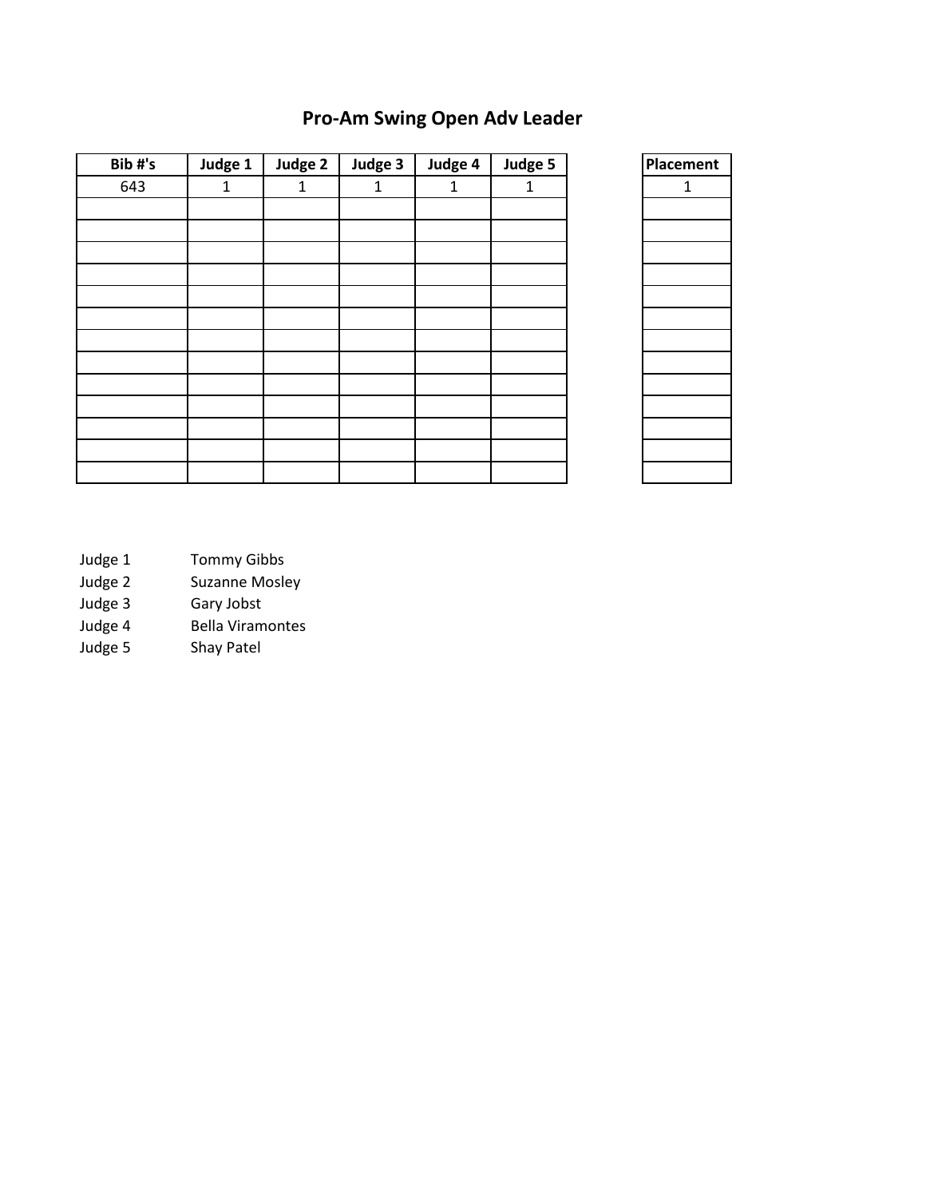# Pro-Am Swing Open Adv Leader

| Bib #'s | Judge 1 | Judge 2 | Judge 3 | Judge 4 | Judge 5 |
|---|---|---|---|---|---|
| 643 | 1 | 1 | 1 | 1 | 1 |
| | | | | | |
| | | | | | |
| | | | | | |
| | | | | | |
| | | | | | |
| | | | | | |
| | | | | | |
| | | | | | |
| | | | | | |
| | | | | | |
| | | | | | |
| | | | | | |
| | | | | | |

| Placement |
|---|
| 1 |
| |
| |
| |
| |
| |
| |
| |
| |
| |
| |
| |
| |
| |

Judge 1 Tommy Gibbs
Judge 2 Suzanne Mosley
Judge 3 Gary Jobst
Judge 4 Bella Viramontes
Judge 5 Shay Patel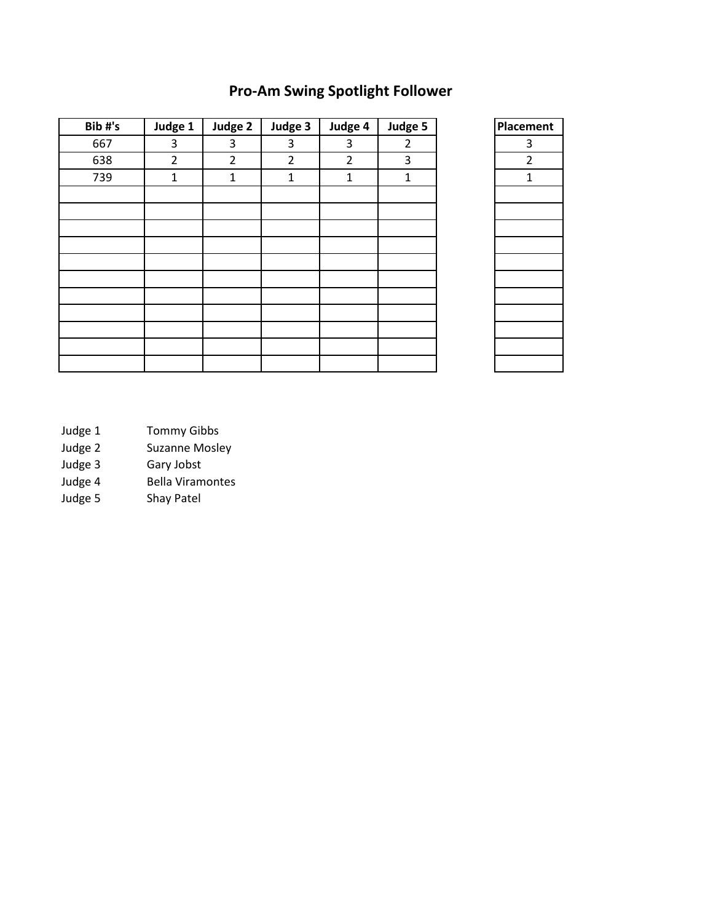# Pro-Am Swing Spotlight Follower

| Bib #'s | Judge 1 | Judge 2 | Judge 3 | Judge 4 | Judge 5 |
|---|---|---|---|---|---|
| 667 | 3 | 3 | 3 | 3 | 2 |
| 638 | 2 | 2 | 2 | 2 | 3 |
| 739 | 1 | 1 | 1 | 1 | 1 |
| | | | | | |
| | | | | | |
| | | | | | |
| | | | | | |
| | | | | | |
| | | | | | |
| | | | | | |
| | | | | | |
| | | | | | |
| | | | | | |
| | | | | | |

| Placement |
|---|
| 3 |
| 2 |
| 1 |
| |
| |
| |
| |
| |
| |
| |
| |
| |
| |
| |

Judge 1 Tommy Gibbs
Judge 2 Suzanne Mosley
Judge 3 Gary Jobst
Judge 4 Bella Viramontes
Judge 5 Shay Patel